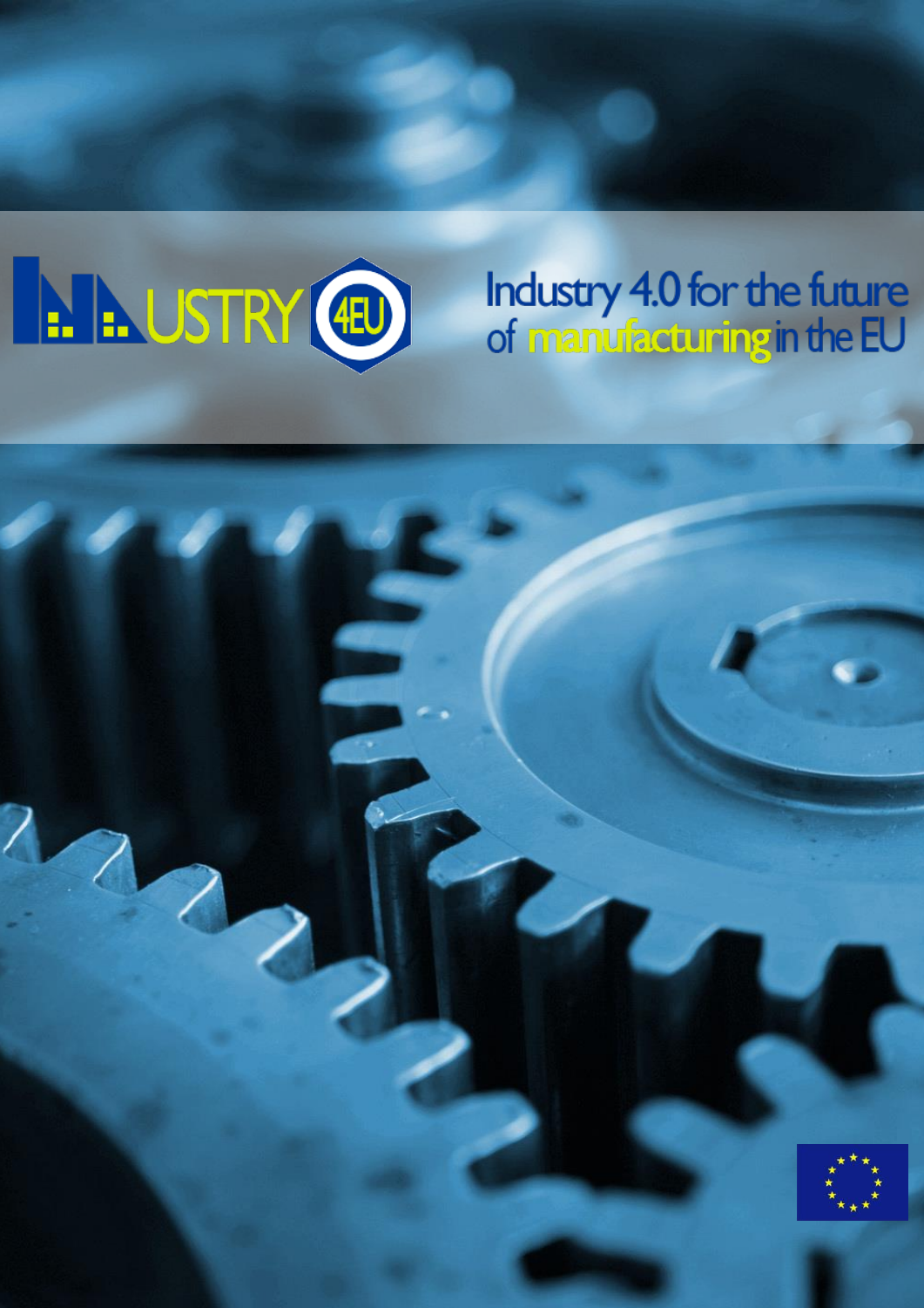# INDUSTRY 4EU

## Industry 4.0 for the future of manufacturing in the EU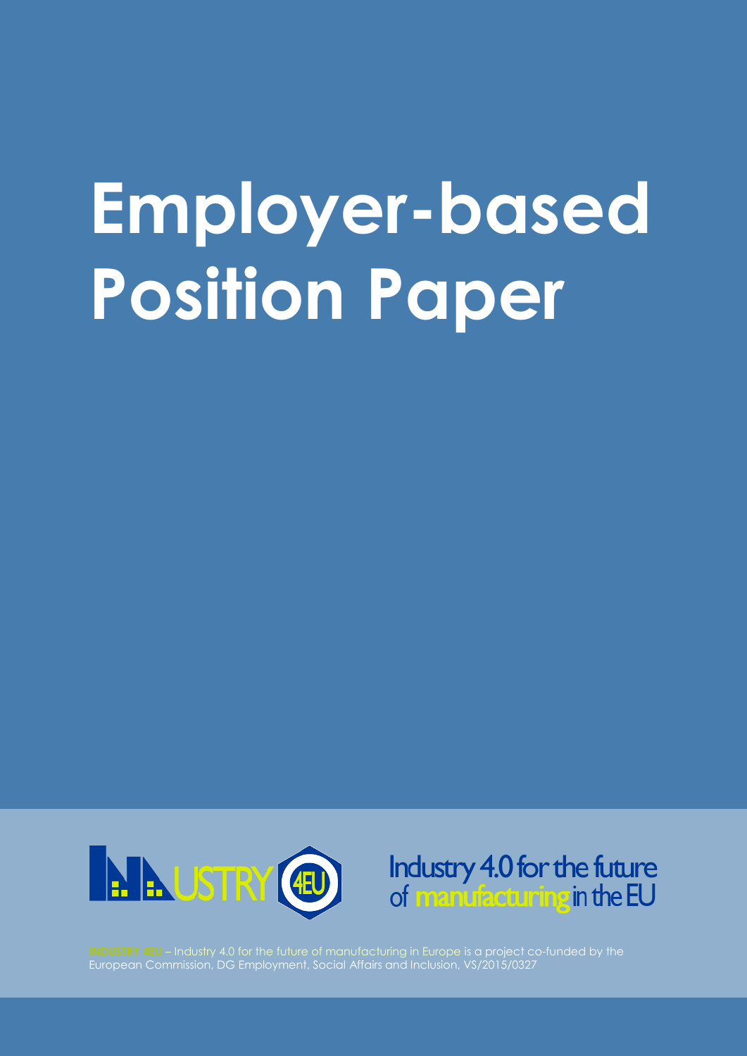# Employer-based Position Paper

INDUSTRY 4EU

Industry 4.0 for the future of manufacturing in the EU

INDUSTRY 4EU – Industry 4.0 for the future of manufacturing in Europe is a project co-funded by the European Commission, DG Employment, Social Affairs and Inclusion, VS/2015/0327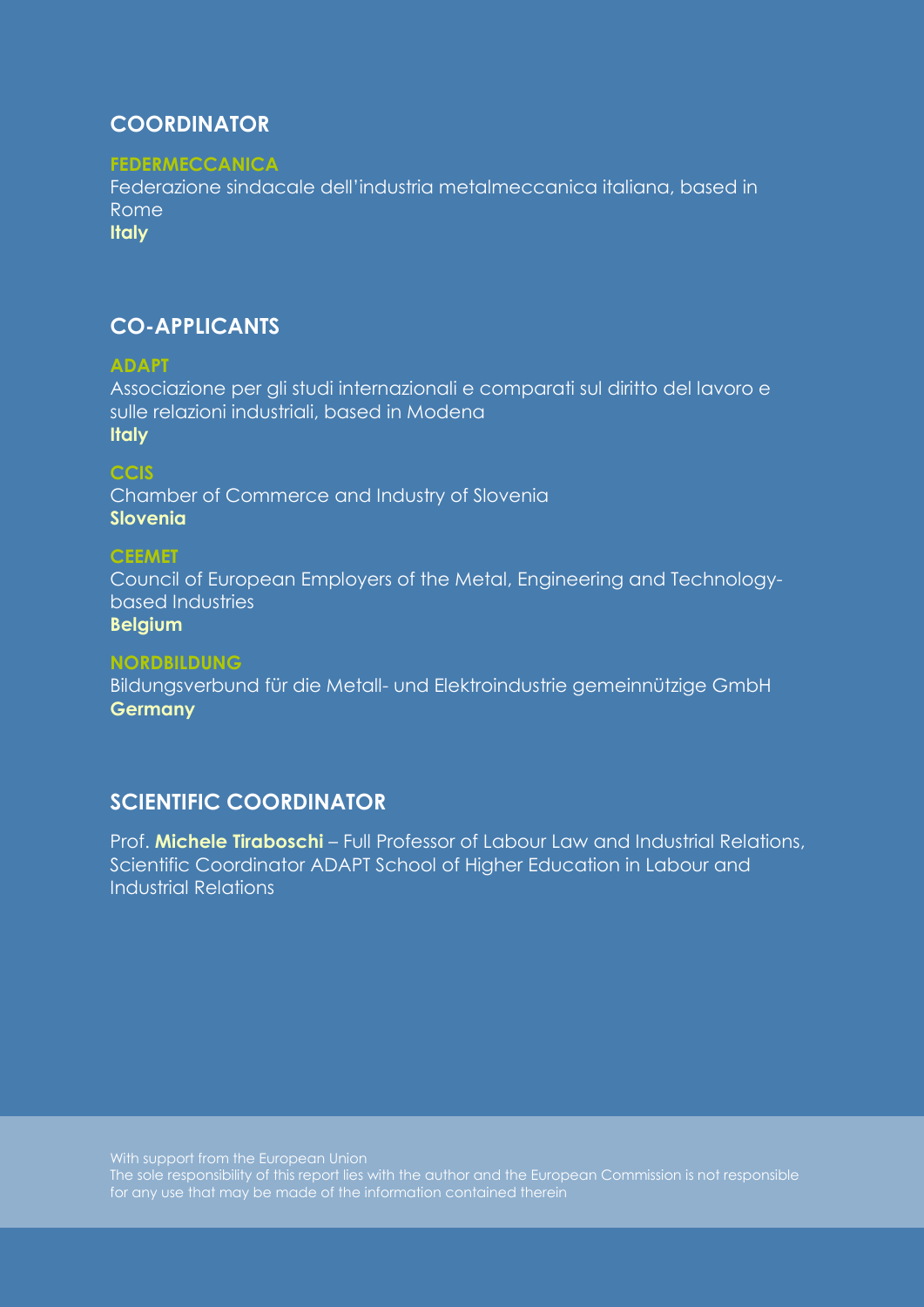## COORDINATOR

**FEDERMECCANICA**
Federazione sindacale dell'industria metalmeccanica italiana, based in Rome
**Italy**

## CO-APPLICANTS

**ADAPT**
Associazione per gli studi internazionali e comparati sul diritto del lavoro e sulle relazioni industriali, based in Modena
**Italy**

**CCIS**
Chamber of Commerce and Industry of Slovenia
**Slovenia**

**CEEMET**
Council of European Employers of the Metal, Engineering and Technology-based Industries
**Belgium**

**NORDBILDUNG**
Bildungsverbund für die Metall- und Elektroindustrie gemeinnützige GmbH
**Germany**

## SCIENTIFIC COORDINATOR

Prof. **Michele Tiraboschi** – Full Professor of Labour Law and Industrial Relations, Scientific Coordinator ADAPT School of Higher Education in Labour and Industrial Relations

With support from the European Union
The sole responsibility of this report lies with the author and the European Commission is not responsible for any use that may be made of the information contained therein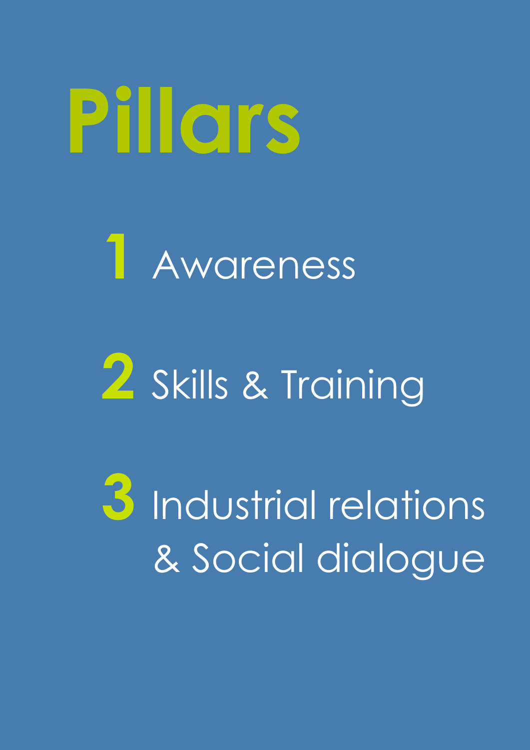# Pillars

1. Awareness
2. Skills & Training
3. Industrial relations & Social dialogue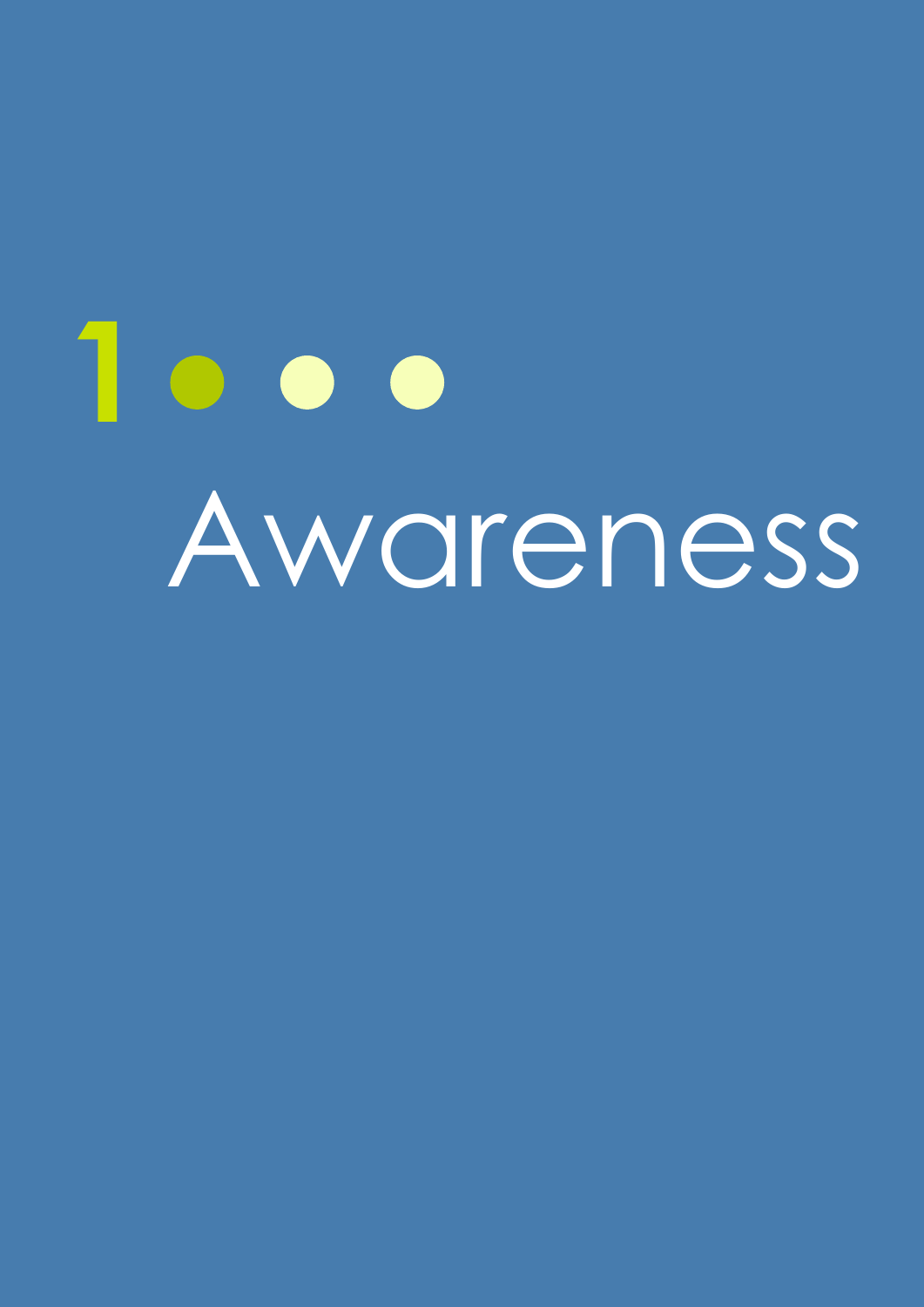# 1 Awareness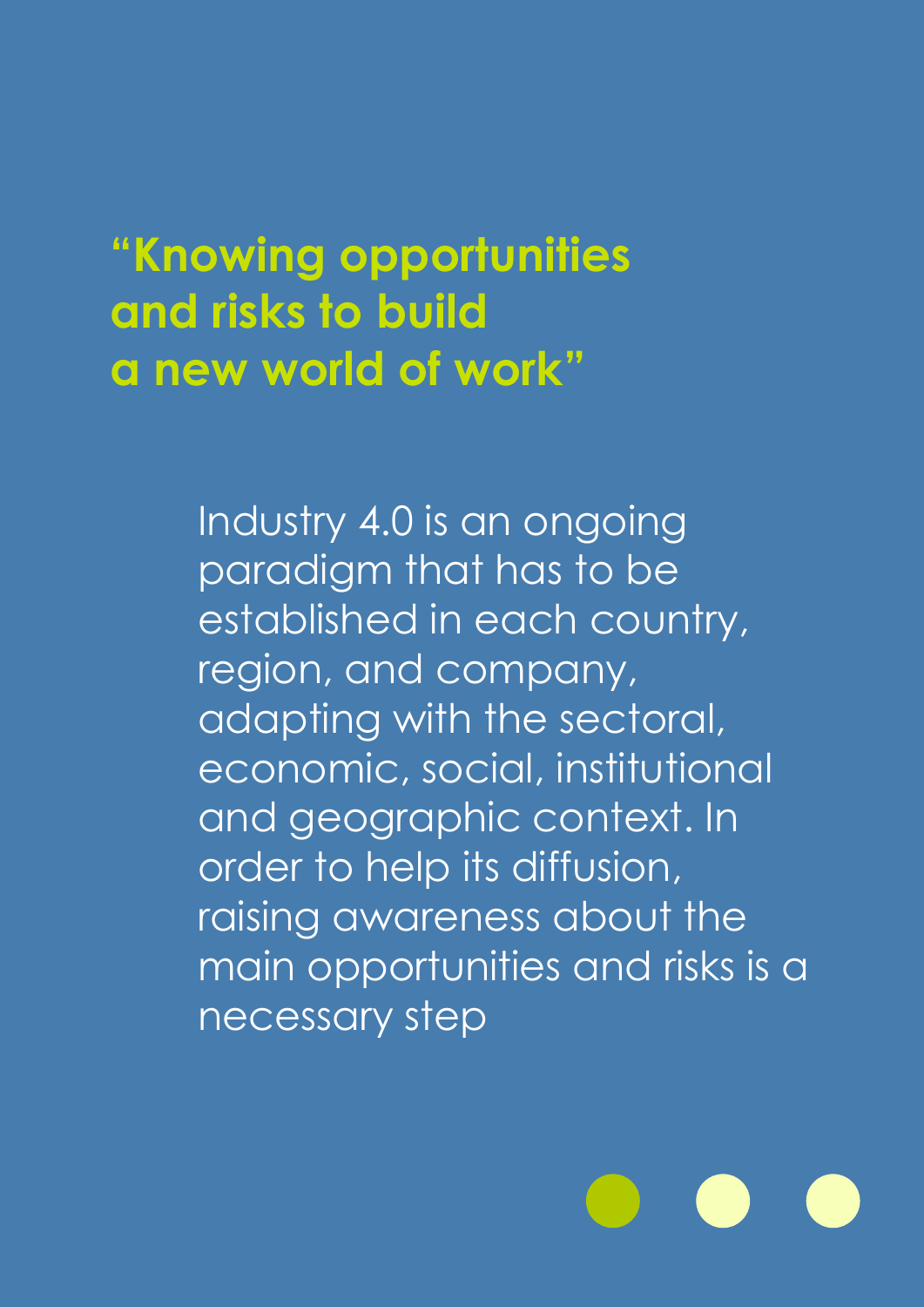## “Knowing opportunities and risks to build a new world of work”

Industry 4.0 is an ongoing paradigm that has to be established in each country, region, and company, adapting with the sectoral, economic, social, institutional and geographic context. In order to help its diffusion, raising awareness about the main opportunities and risks is a necessary step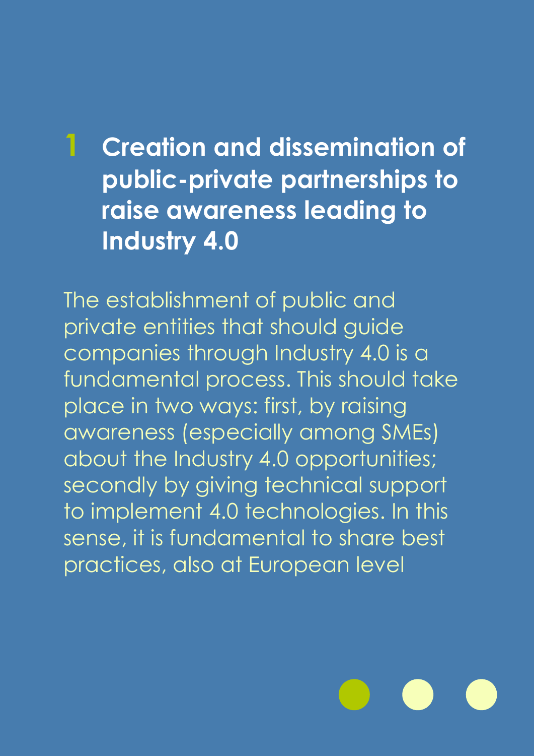## 1 Creation and dissemination of public-private partnerships to raise awareness leading to Industry 4.0

The establishment of public and private entities that should guide companies through Industry 4.0 is a fundamental process. This should take place in two ways: first, by raising awareness (especially among SMEs) about the Industry 4.0 opportunities; secondly by giving technical support to implement 4.0 technologies. In this sense, it is fundamental to share best practices, also at European level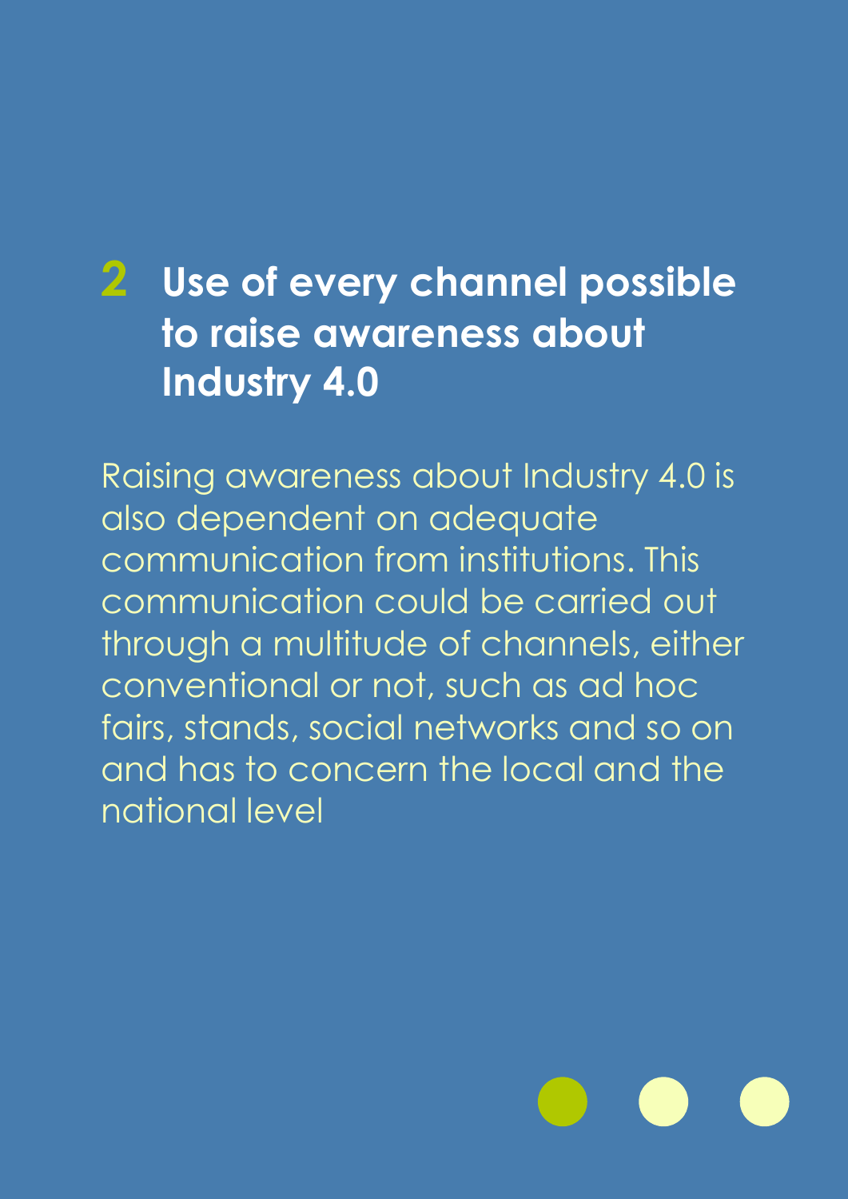## 2 Use of every channel possible to raise awareness about Industry 4.0

Raising awareness about Industry 4.0 is also dependent on adequate communication from institutions. This communication could be carried out through a multitude of channels, either conventional or not, such as ad hoc fairs, stands, social networks and so on and has to concern the local and the national level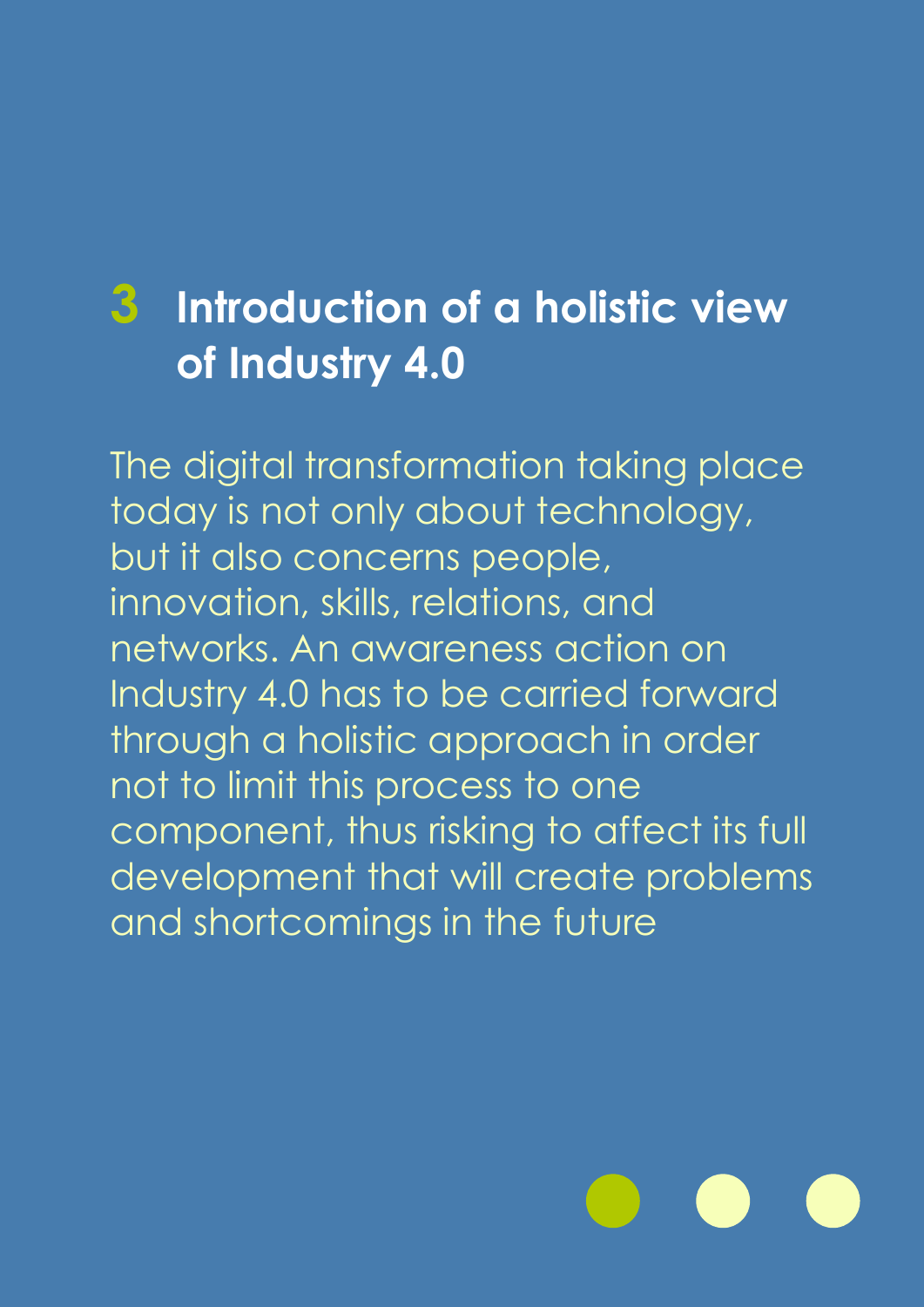# 3 Introduction of a holistic view of Industry 4.0

The digital transformation taking place today is not only about technology, but it also concerns people, innovation, skills, relations, and networks. An awareness action on Industry 4.0 has to be carried forward through a holistic approach in order not to limit this process to one component, thus risking to affect its full development that will create problems and shortcomings in the future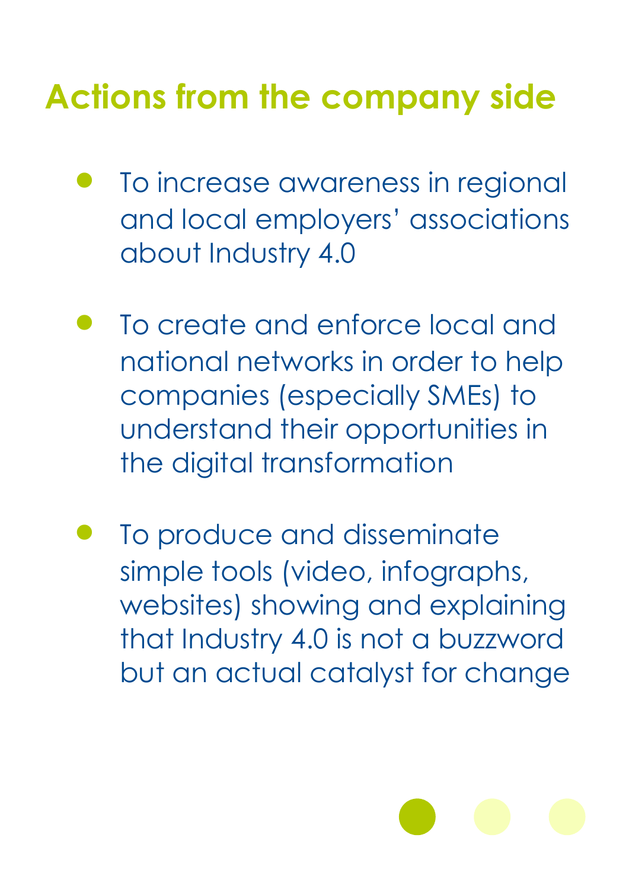# Actions from the company side

- To increase awareness in regional and local employers' associations about Industry 4.0
- To create and enforce local and national networks in order to help companies (especially SMEs) to understand their opportunities in the digital transformation
- To produce and disseminate simple tools (video, infographs, websites) showing and explaining that Industry 4.0 is not a buzzword but an actual catalyst for change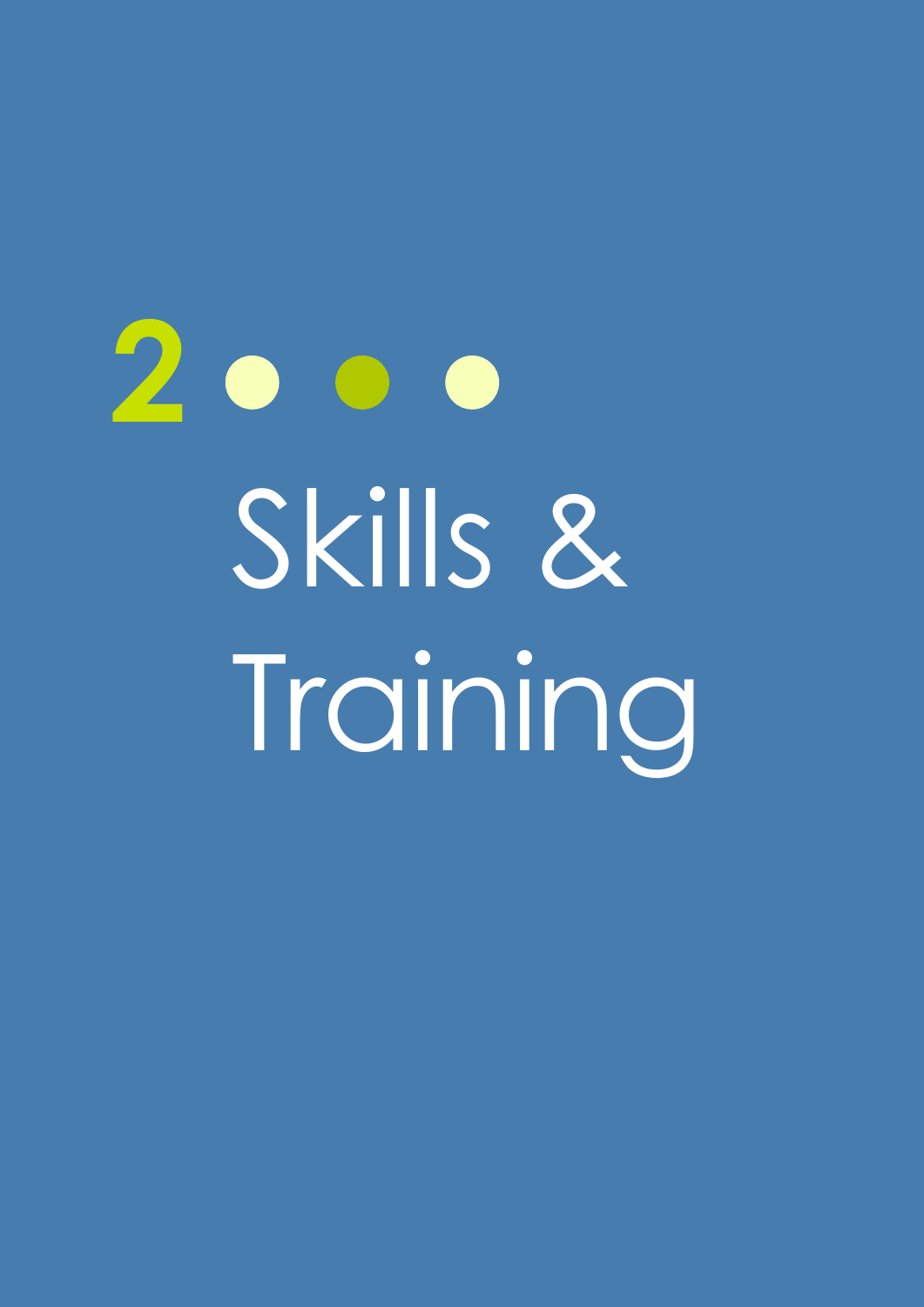# 2 Skills & Training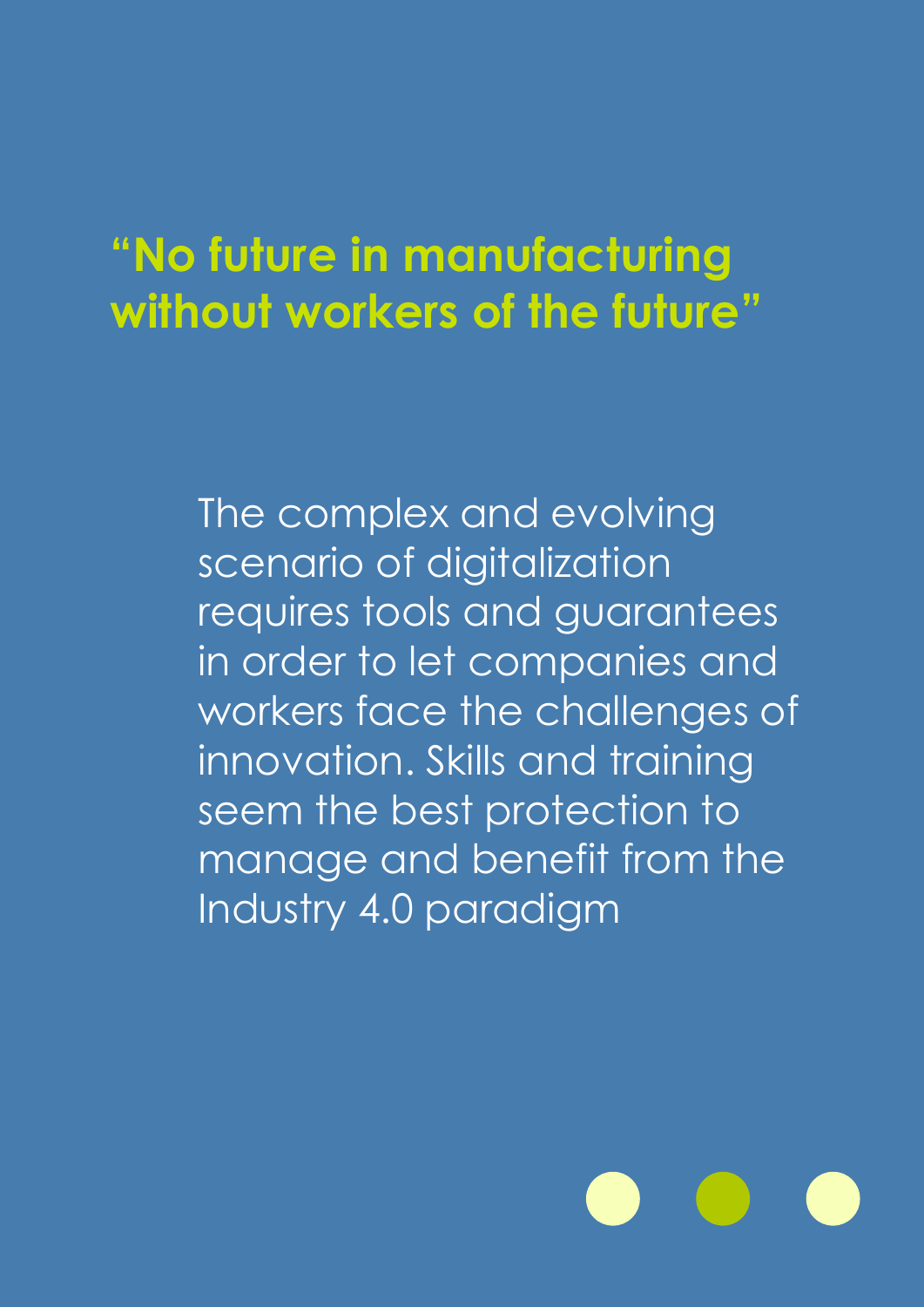## "No future in manufacturing without workers of the future"

The complex and evolving scenario of digitalization requires tools and guarantees in order to let companies and workers face the challenges of innovation. Skills and training seem the best protection to manage and benefit from the Industry 4.0 paradigm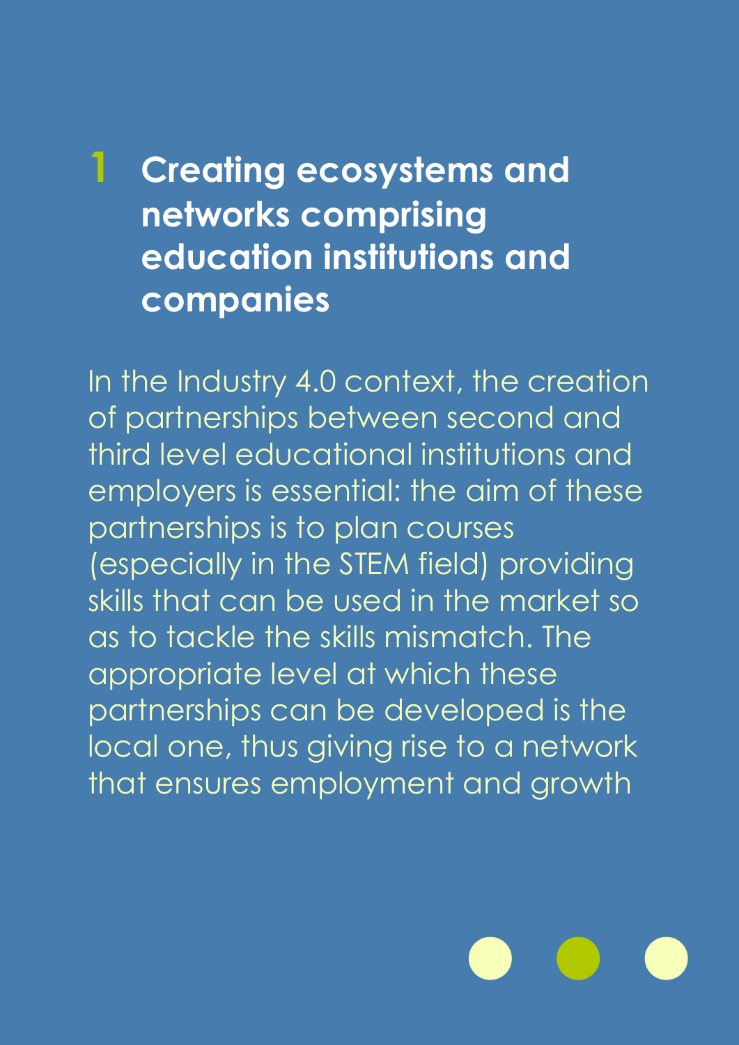# 1 Creating ecosystems and networks comprising education institutions and companies

In the Industry 4.0 context, the creation of partnerships between second and third level educational institutions and employers is essential: the aim of these partnerships is to plan courses (especially in the STEM field) providing skills that can be used in the market so as to tackle the skills mismatch. The appropriate level at which these partnerships can be developed is the local one, thus giving rise to a network that ensures employment and growth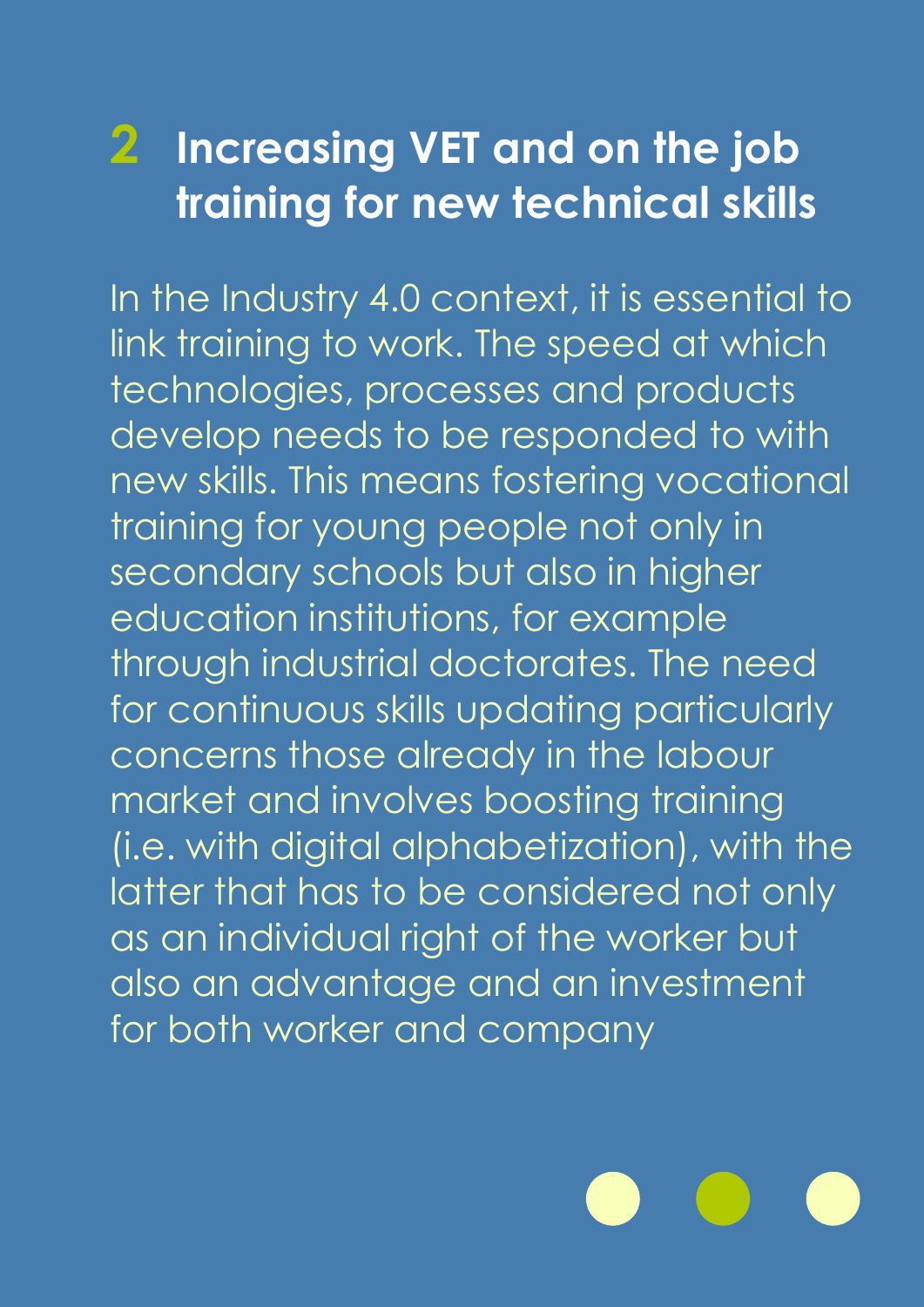## 2 Increasing VET and on the job training for new technical skills

In the Industry 4.0 context, it is essential to link training to work. The speed at which technologies, processes and products develop needs to be responded to with new skills. This means fostering vocational training for young people not only in secondary schools but also in higher education institutions, for example through industrial doctorates. The need for continuous skills updating particularly concerns those already in the labour market and involves boosting training (i.e. with digital alphabetization), with the latter that has to be considered not only as an individual right of the worker but also an advantage and an investment for both worker and company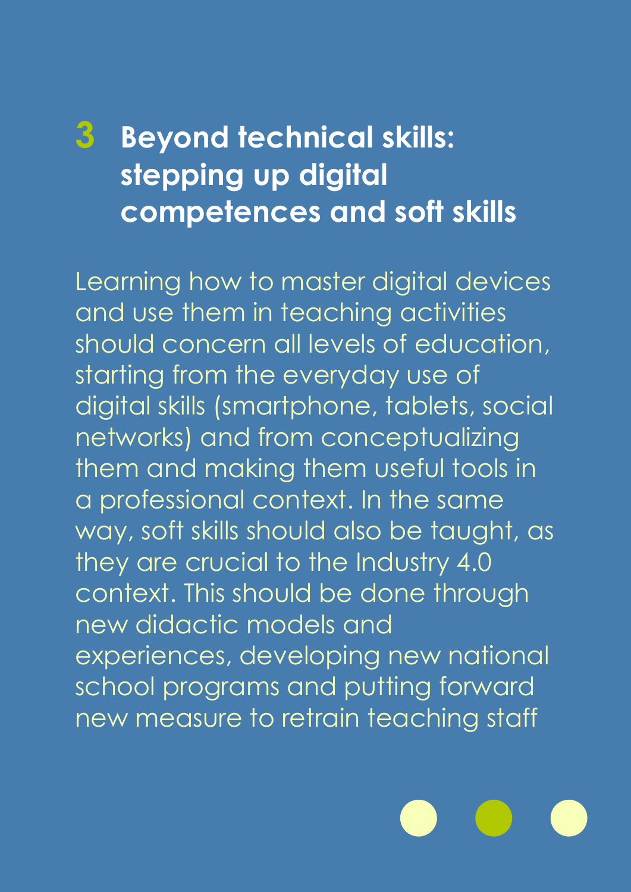## 3 Beyond technical skills: stepping up digital competences and soft skills

Learning how to master digital devices and use them in teaching activities should concern all levels of education, starting from the everyday use of digital skills (smartphone, tablets, social networks) and from conceptualizing them and making them useful tools in a professional context. In the same way, soft skills should also be taught, as they are crucial to the Industry 4.0 context. This should be done through new didactic models and experiences, developing new national school programs and putting forward new measure to retrain teaching staff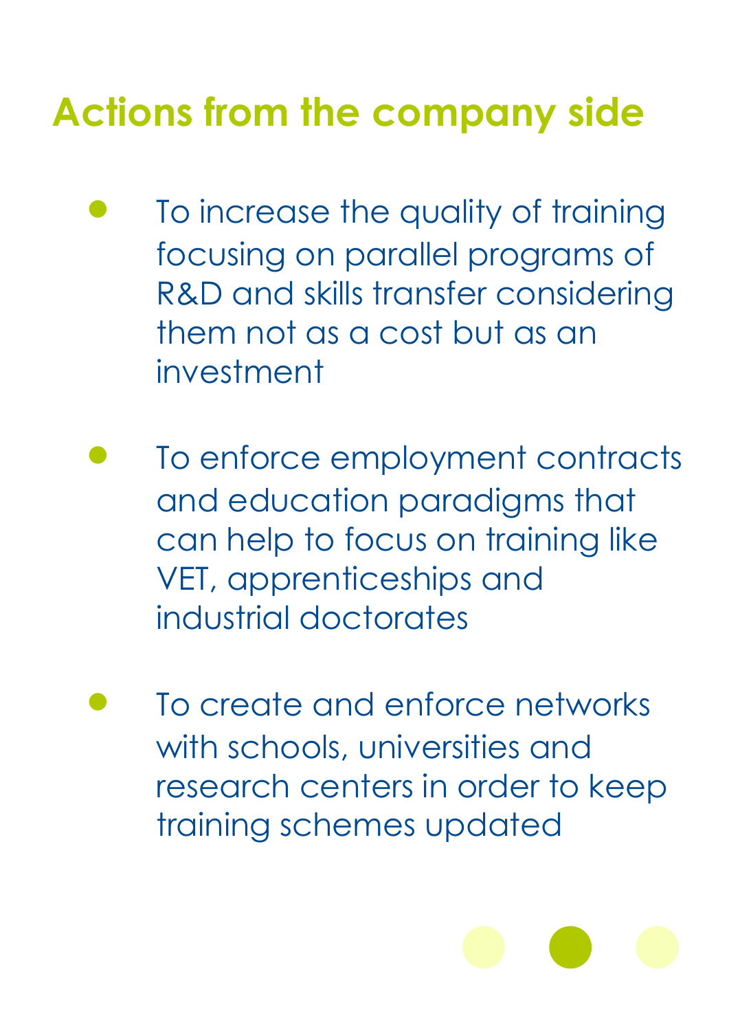# Actions from the company side

- To increase the quality of training focusing on parallel programs of R&D and skills transfer considering them not as a cost but as an investment

- To enforce employment contracts and education paradigms that can help to focus on training like VET, apprenticeships and industrial doctorates

- To create and enforce networks with schools, universities and research centers in order to keep training schemes updated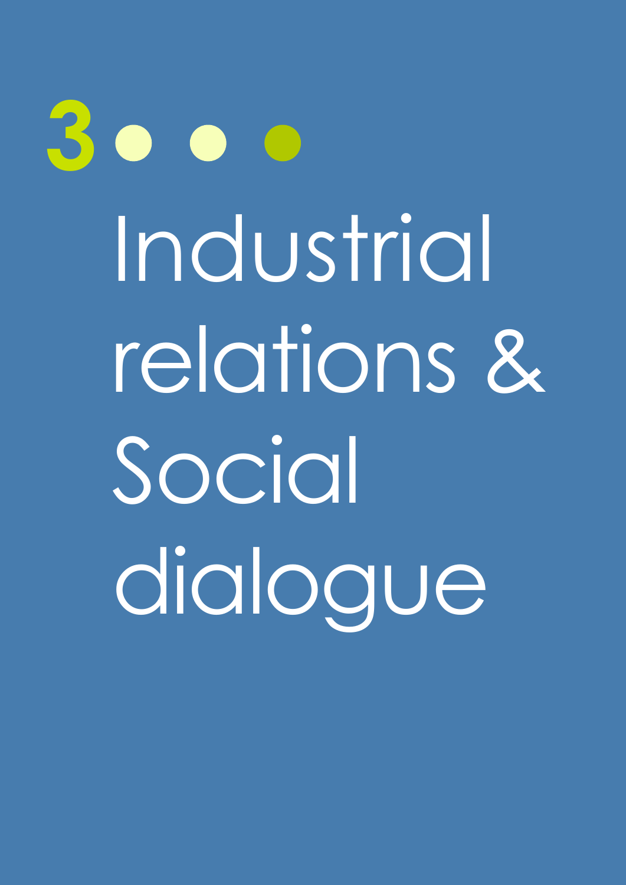# 3 Industrial relations & Social dialogue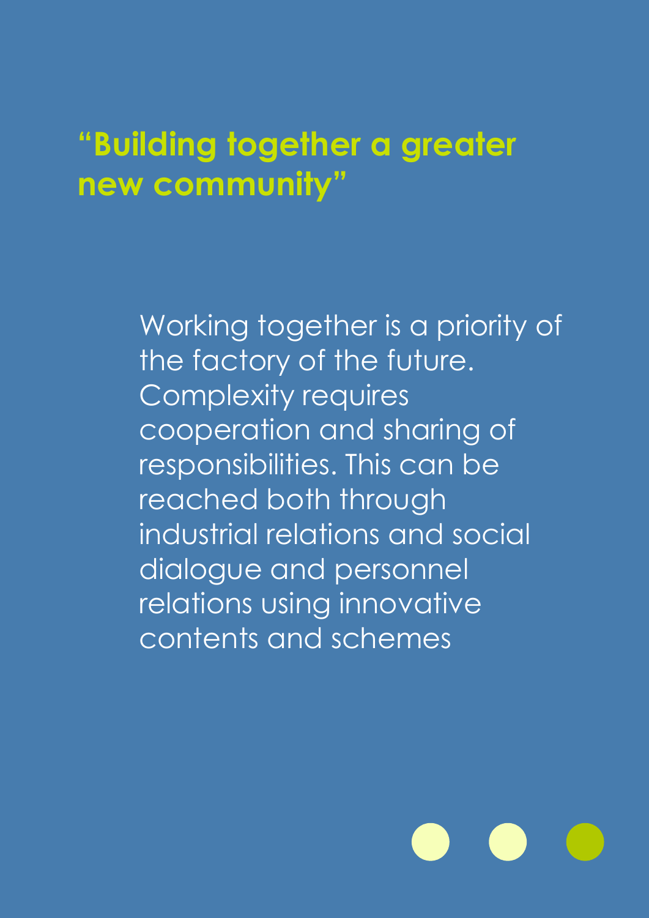## "Building together a greater new community"

Working together is a priority of the factory of the future. Complexity requires cooperation and sharing of responsibilities. This can be reached both through industrial relations and social dialogue and personnel relations using innovative contents and schemes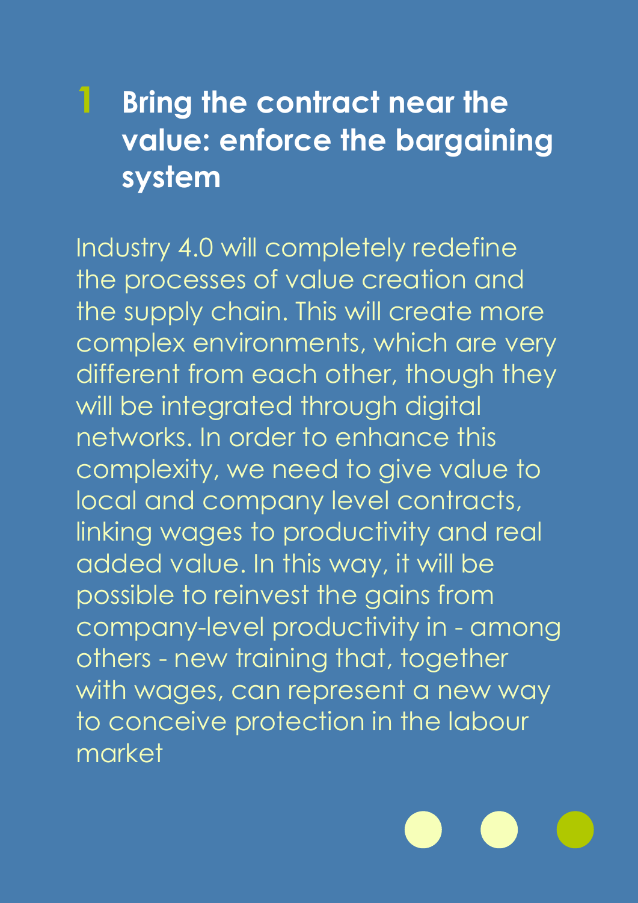# 1 Bring the contract near the value: enforce the bargaining system

Industry 4.0 will completely redefine the processes of value creation and the supply chain. This will create more complex environments, which are very different from each other, though they will be integrated through digital networks. In order to enhance this complexity, we need to give value to local and company level contracts, linking wages to productivity and real added value. In this way, it will be possible to reinvest the gains from company-level productivity in - among others - new training that, together with wages, can represent a new way to conceive protection in the labour market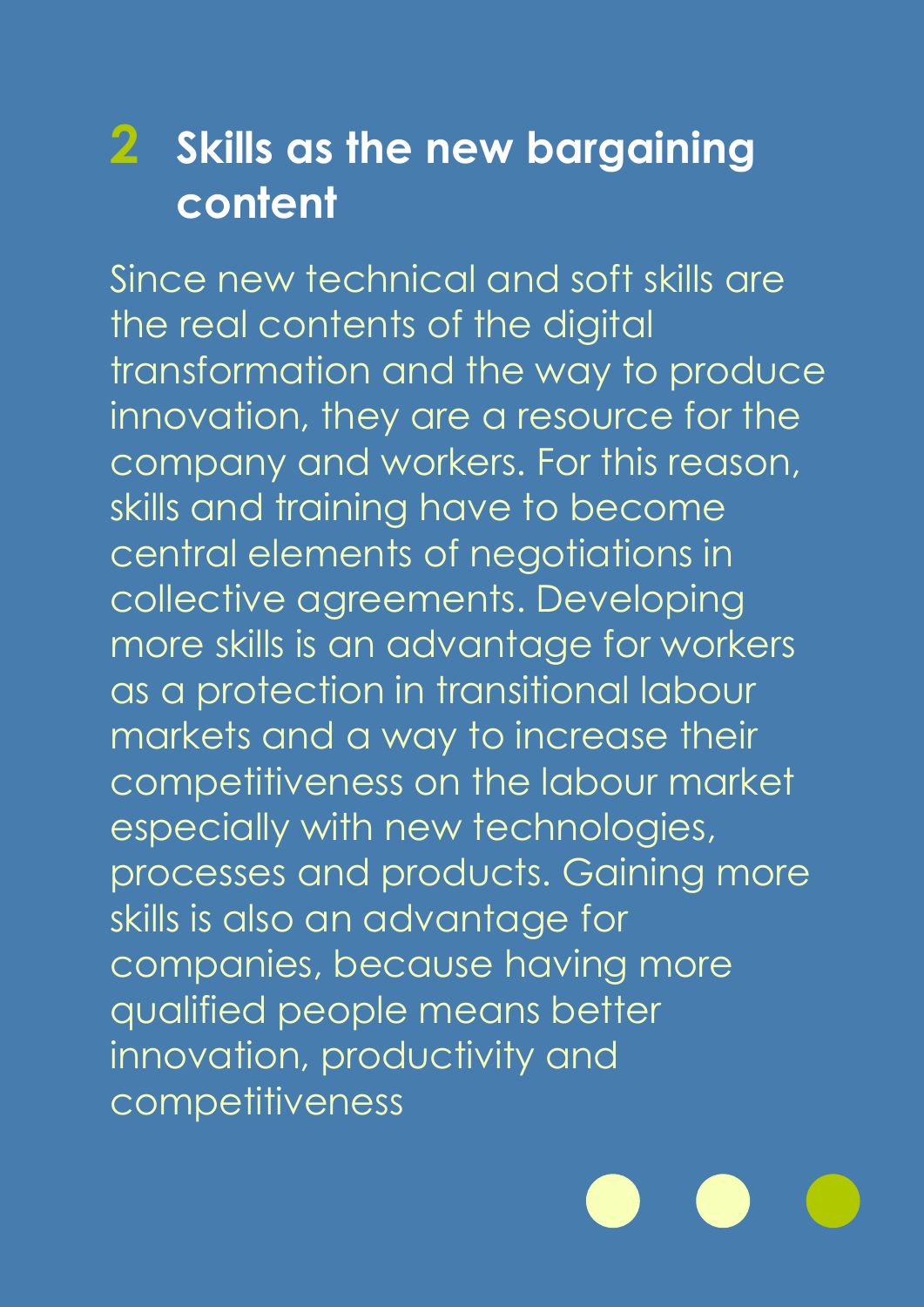## 2 Skills as the new bargaining content

Since new technical and soft skills are the real contents of the digital transformation and the way to produce innovation, they are a resource for the company and workers. For this reason, skills and training have to become central elements of negotiations in collective agreements. Developing more skills is an advantage for workers as a protection in transitional labour markets and a way to increase their competitiveness on the labour market especially with new technologies, processes and products. Gaining more skills is also an advantage for companies, because having more qualified people means better innovation, productivity and competitiveness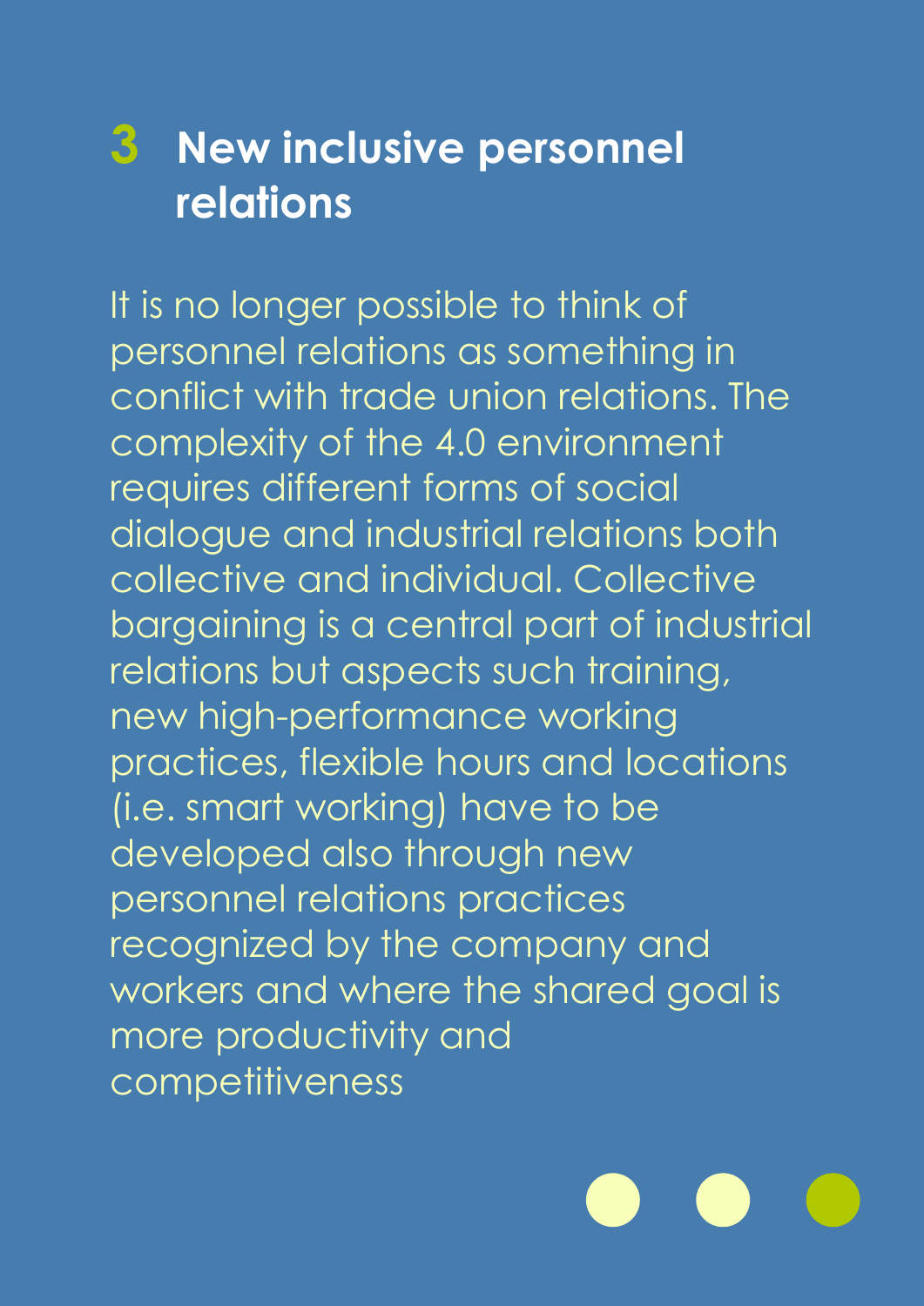# 3 New inclusive personnel relations

It is no longer possible to think of personnel relations as something in conflict with trade union relations. The complexity of the 4.0 environment requires different forms of social dialogue and industrial relations both collective and individual. Collective bargaining is a central part of industrial relations but aspects such training, new high-performance working practices, flexible hours and locations (i.e. smart working) have to be developed also through new personnel relations practices recognized by the company and workers and where the shared goal is more productivity and competitiveness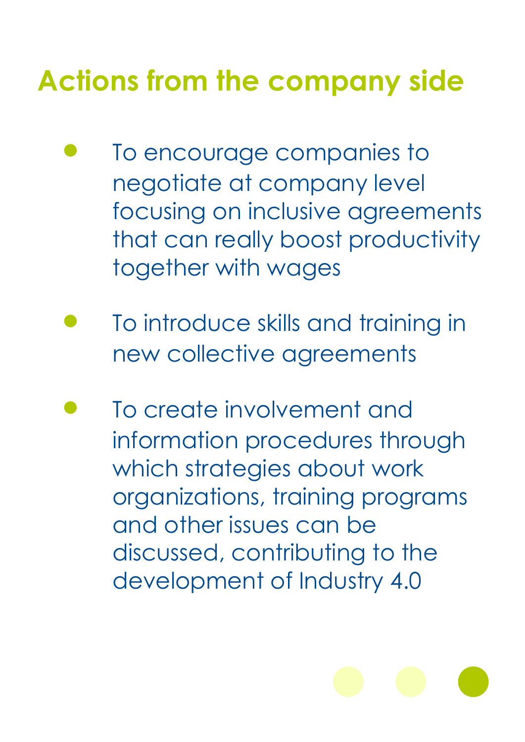## Actions from the company side

- To encourage companies to negotiate at company level focusing on inclusive agreements that can really boost productivity together with wages
- To introduce skills and training in new collective agreements
- To create involvement and information procedures through which strategies about work organizations, training programs and other issues can be discussed, contributing to the development of Industry 4.0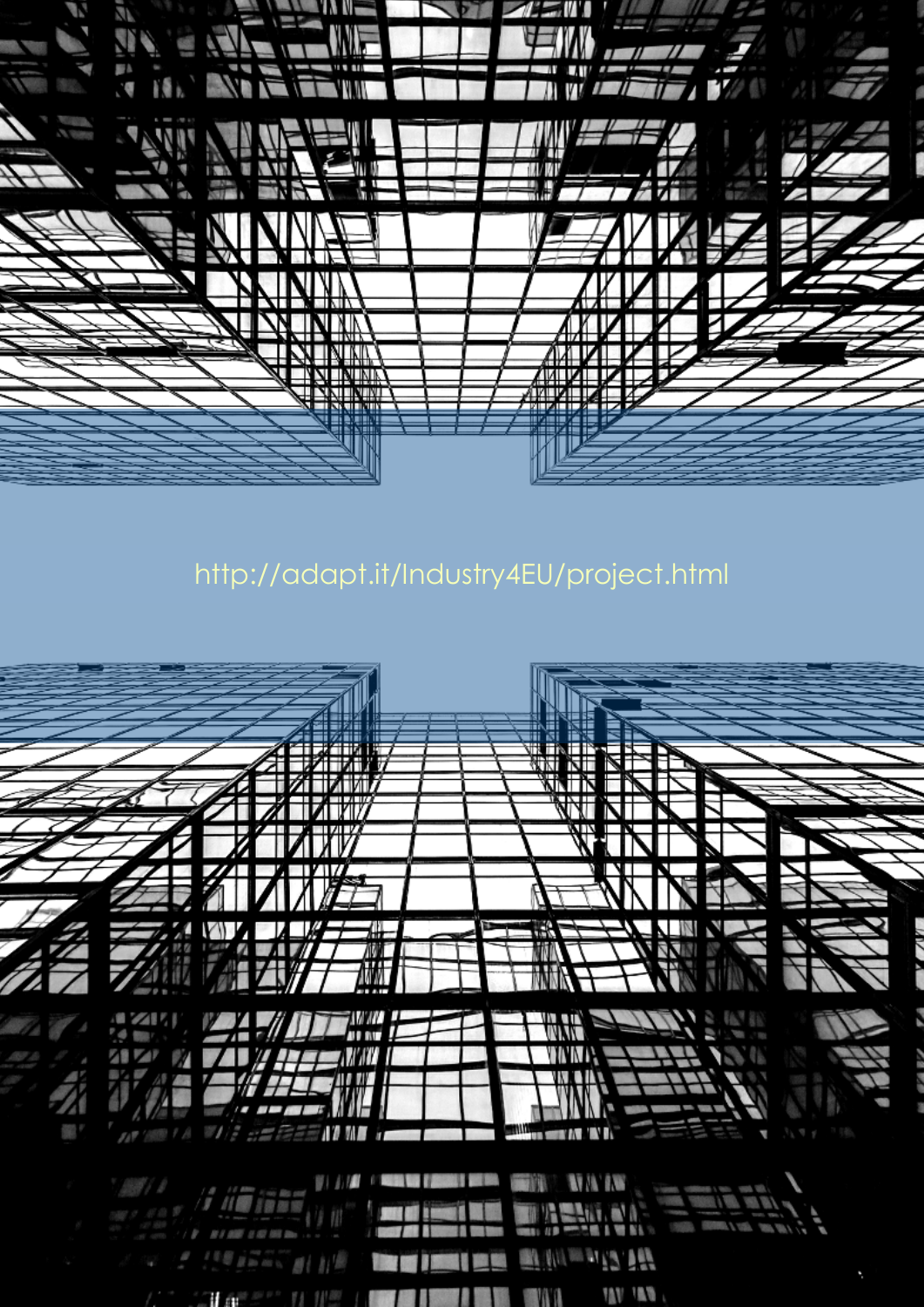http://adapt.it/Industry4EU/project.html